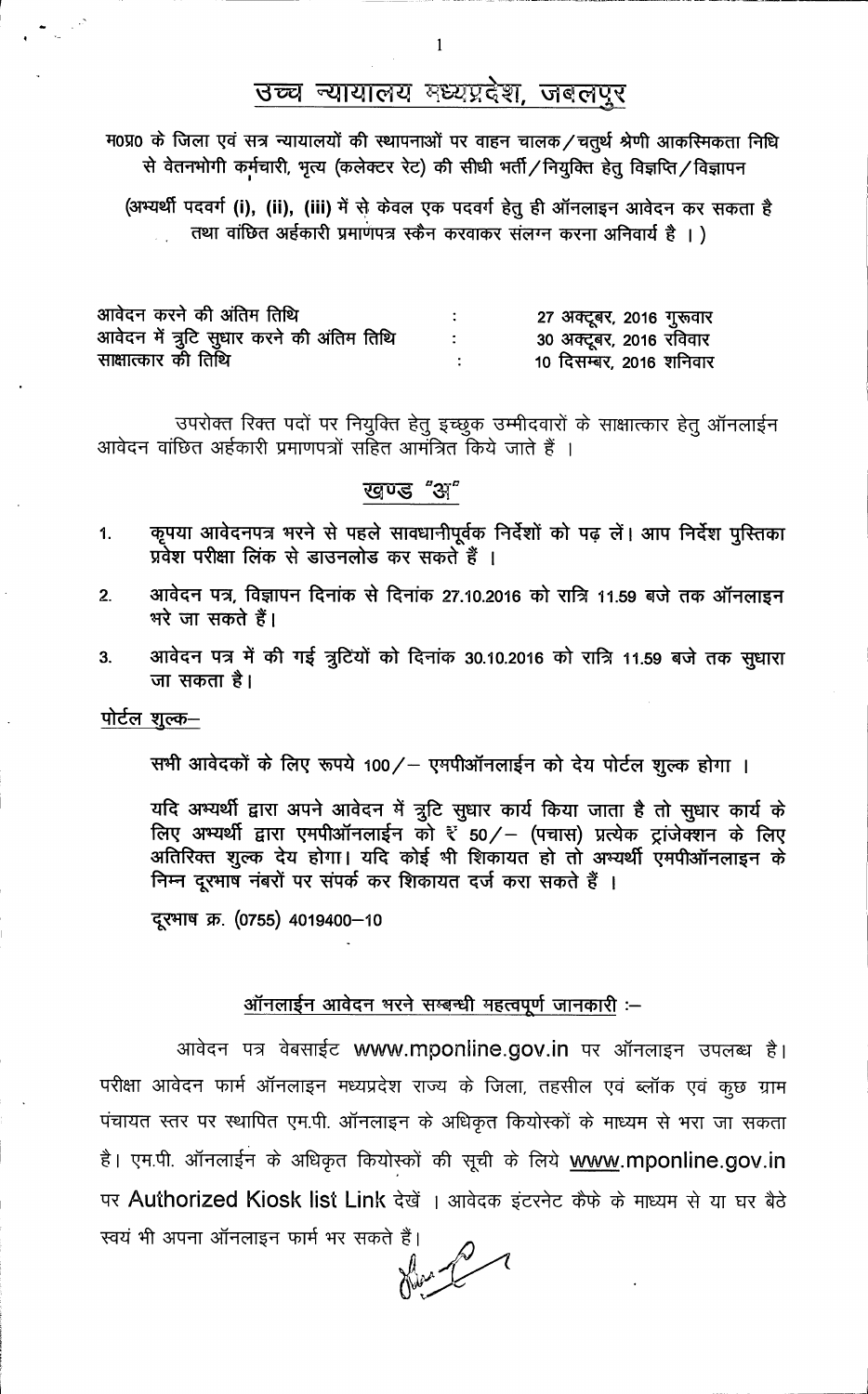# उच्च न्यायालय मध्यप्रदेश, जबलपुर

म0प्र0 के जिला एवं सत्र न्यायालयों की स्थापनाओं पर वाहन चालक/चतुर्थ श्रेणी आकस्मिकता निधि से वेतनभोगी कर्मचारी, भृत्य (कलेक्टर रेट) की सीधी भर्ती/नियुक्ति हेतु विज्ञप्ति/विज्ञापन

(अभ्यर्थी पदवर्ग (i), (ii), (iii) में से केवल एक पदवर्ग हेतु ही ऑनलाइन आवेदन कर सकता है तथा वांछित अर्हकारी प्रमाणपत्र स्कैन करवाकर संलग्न करना अनिवार्य है ।)

| | | |
|---|---|---|
| आवेदन करने की अंतिम तिथि | : | 27 अक्टूबर, 2016 गुरूवार |
| आवेदन में त्रुटि सुधार करने की अंतिम तिथि | : | 30 अक्टूबर, 2016 रविवार |
| साक्षात्कार की तिथि | : | 10 दिसम्बर, 2016 शनिवार |

उपरोक्त रिक्त पदों पर नियुक्ति हेतु इच्छुक उम्मीदवारों के साक्षात्कार हेतु ऑनलाईन आवेदन वांछित अर्हकारी प्रमाणपत्रों सहित आमंत्रित किये जाते हैं ।

## खण्ड "अ"

1. कृपया आवेदनपत्र भरने से पहले सावधानीपूर्वक निर्देशों को पढ़ लें। आप निर्देश पुस्तिका प्रवेश परीक्षा लिंक से डाउनलोड कर सकते हैं ।
2. आवेदन पत्र, विज्ञापन दिनांक से दिनांक 27.10.2016 को रात्रि 11.59 बजे तक ऑनलाइन भरे जा सकते हैं।
3. आवेदन पत्र में की गई त्रुटियों को दिनांक 30.10.2016 को रात्रि 11.59 बजे तक सुधारा जा सकता है।

**पोर्टल शुल्क–**

सभी आवेदकों के लिए रूपये 100/– एमपीऑनलाईन को देय पोर्टल शुल्क होगा ।

यदि अभ्यर्थी द्वारा अपने आवेदन में त्रुटि सुधार कार्य किया जाता है तो सुधार कार्य के लिए अभ्यर्थी द्वारा एमपीऑनलाईन को ₹ 50/– (पचास) प्रत्येक ट्रांजेक्शन के लिए अतिरिक्त शुल्क देय होगा। यदि कोई भी शिकायत हो तो अभ्यर्थी एमपीऑनलाइन के निम्न दूरभाष नंबरों पर संपर्क कर शिकायत दर्ज करा सकते हैं ।

दूरभाष क्र. (0755) 4019400–10

### ऑनलाईन आवेदन भरने सम्बन्धी महत्वपूर्ण जानकारी :–

आवेदन पत्र वेबसाईट www.mponline.gov.in पर ऑनलाइन उपलब्ध है। परीक्षा आवेदन फार्म ऑनलाइन मध्यप्रदेश राज्य के जिला, तहसील एवं ब्लॉक एवं कुछ ग्राम पंचायत स्तर पर स्थापित एम.पी. ऑनलाइन के अधिकृत कियोस्कों के माध्यम से भरा जा सकता है। एम.पी. ऑनलाईन के अधिकृत कियोस्कों की सूची के लिये www.mponline.gov.in पर Authorized Kiosk list Link देखें । आवेदक इंटरनेट कैफे के माध्यम से या घर बैठे स्वयं भी अपना ऑनलाइन फार्म भर सकते हैं।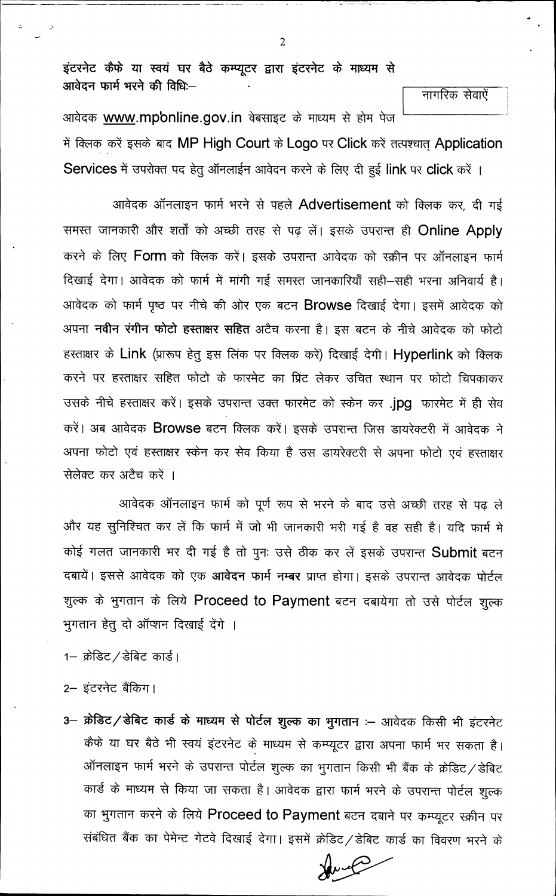**इंटरनेट कैफे या स्वयं घर बैठे कम्प्यूटर द्वारा इंटरनेट के माध्यम से आवेदन फार्म भरने की विधिः—**

नागरिक सेवाऐं

आवेदक www.mponline.gov.in वेबसाइट के माध्यम से होम पेज में क्लिक करें इसके बाद MP High Court के Logo पर Click करें तत्पश्चात् Application Services में उपरोक्त पद हेतु ऑनलाईन आवेदन करने के लिए दी हुई link पर click करें ।

आवेदक ऑनलाइन फार्म भरने से पहले Advertisement को क्लिक कर, दी गई समस्त जानकारी और शर्तों को अच्छी तरह से पढ़ लें। इसके उपरान्त ही Online Apply करने के लिए Form को क्लिक करें। इसके उपरान्त आवेदक को स्क्रीन पर ऑनलाइन फार्म दिखाई देगा। आवेदक को फार्म में मांगी गई समस्त जानकारियाँ सही–सही भरना अनिवार्य है। आवेदक को फार्म पृष्ठ पर नीचे की ओर एक बटन Browse दिखाई देगा। इसमें आवेदक को अपना **नवीन रंगीन फोटो हस्ताक्षर सहित** अटैच करना है। इस बटन के नीचे आवेदक को फोटो हस्ताक्षर के Link (प्रारूप हेतु इस लिंक पर क्लिक करें) दिखाई देगी। Hyperlink को क्लिक करने पर हस्ताक्षर सहित फोटो के फारमेट का प्रिंट लेकर उचित स्थान पर फोटो चिपकाकर उसके नीचे हस्ताक्षर करें। इसके उपरान्त उक्त फारमेट को स्केन कर .jpg फारमेट में ही सेव करें। अब आवेदक Browse बटन क्लिक करें। इसके उपरान्त जिस डायरेक्टरी में आवेदक ने अपना फोटो एवं हस्ताक्षर स्केन कर सेव किया है उस डायरेक्टरी से अपना फोटो एवं हस्ताक्षर सेलेक्ट कर अटैच करें ।

आवेदक ऑनलाइन फार्म को पूर्ण रूप से भरने के बाद उसे अच्छी तरह से पढ़ ले और यह सुनिश्चित कर लें कि फार्म में जो भी जानकारी भरी गई है वह सही है। यदि फार्म मे कोई गलत जानकारी भर दी गई है तो पुनः उसे ठीक कर लें इसके उपरान्त Submit बटन दबायें। इससे आवेदक को एक **आवेदन फार्म नम्बर** प्राप्त होगा। इसके उपरान्त आवेदक पोर्टल शुल्क के भुगतान के लिये Proceed to Payment बटन दबायेगा तो उसे पोर्टल शुल्क भुगतान हेतु दो ऑप्शन दिखाई देंगे ।

1– क्रेडिट / डेबिट कार्ड।

2– इंटरनेट बैंकिग।

3– **क्रेडिट / डेबिट कार्ड के माध्यम से पोर्टल शुल्क का भुगतान** :– आवेदक किसी भी इंटरनेट कैफे या घर बैठे भी स्वयं इंटरनेट के माध्यम से कम्प्यूटर द्वारा अपना फार्म भर सकता है। ऑनलाइन फार्म भरने के उपरान्त पोर्टल शुल्क का भुगतान किसी भी बैंक के क्रेडिट / डेबिट कार्ड के माध्यम से किया जा सकता है। आवेदक द्वारा फार्म भरने के उपरान्त पोर्टल शुल्क का भुगतान करने के लिये Proceed to Payment बटन दबाने पर कम्प्यूटर स्क्रीन पर संबंधित बैंक का पेमेन्ट गेटवे दिखाई देगा। इसमें क्रेडिट / डेबिट कार्ड का विवरण भरने के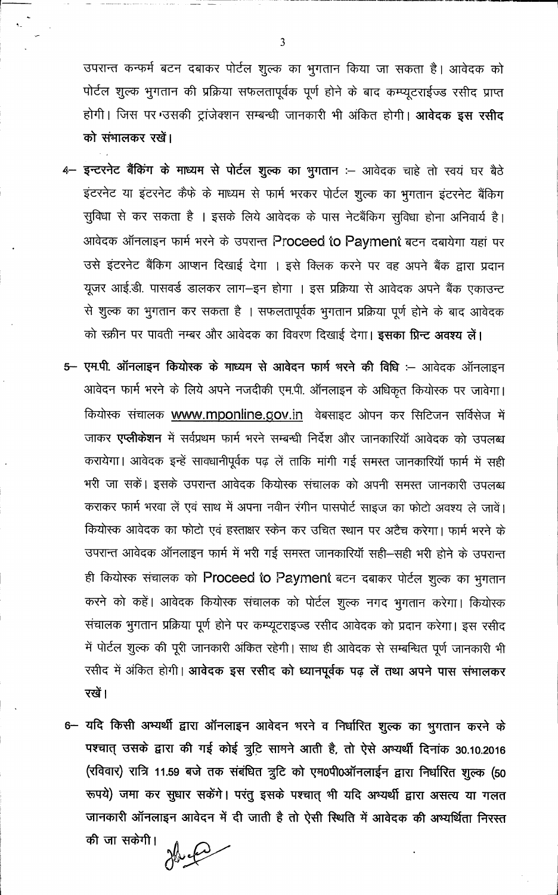उपरान्त कन्फर्म बटन दबाकर पोर्टल शुल्क का भुगतान किया जा सकता है। आवेदक को पोर्टल शुल्क भुगतान की प्रक्रिया सफलतापूर्वक पूर्ण होने के बाद कम्प्यूटराईज्ड रसीद प्राप्त होगी। जिस पर उसकी ट्रांजेक्शन सम्बन्धी जानकारी भी अंकित होगी। **आवेदक इस रसीद को संभालकर रखें।**

4– **इन्टरनेट बैंकिंग के माध्यम से पोर्टल शुल्क का भुगतान** :– आवेदक चाहे तो स्वयं घर बैठे इंटरनेट या इंटरनेट कैफे के माध्यम से फार्म भरकर पोर्टल शुल्क का भुगतान इंटरनेट बैंकिग सुविधा से कर सकता है । इसके लिये आवेदक के पास नेटबैंकिग सुविधा होना अनिवार्य है। आवेदक ऑनलाइन फार्म भरने के उपरान्त Proceed to Payment बटन दबायेगा यहां पर उसे इंटरनेट बैंकिग आप्शन दिखाई देगा । इसे क्लिक करने पर वह अपने बैंक द्वारा प्रदान यूजर आई.डी. पासवर्ड डालकर लाग–इन होगा । इस प्रक्रिया से आवेदक अपने बैंक एकाउन्ट से शुल्क का भुगतान कर सकता है । सफलतापूर्वक भुगतान प्रक्रिया पूर्ण होने के बाद आवेदक को स्क्रीन पर पावती नम्बर और आवेदक का विवरण दिखाई देगा। **इसका प्रिन्ट अवश्य लें।**

5– **एम.पी. ऑनलाइन कियोस्क के माध्यम से आवेदन फार्म भरने की विधि** :– आवेदक ऑनलाइन आवेदन फार्म भरने के लिये अपने नजदीकी एम.पी. ऑनलाइन के अधिकृत कियोस्क पर जावेगा। कियोस्क संचालक www.mponline.gov.in वेबसाइट ओपन कर सिटिजन सर्विसेज में जाकर **एप्लीकेशन** में सर्वप्रथम फार्म भरने सम्बन्धी निर्देश और जानकारियॉ आवेदक को उपलब्ध करायेगा। आवेदक इन्हें सावधानीपूर्वक पढ़ लें ताकि मांगी गई समस्त जानकारियॉ फार्म में सही भरी जा सकें। इसके उपरान्त आवेदक कियोस्क संचालक को अपनी समस्त जानकारी उपलब्ध कराकर फार्म भरवा लें एवं साथ में अपना नवीन रंगीन पासपोर्ट साइज का फोटो अवश्य ले जावें। कियोस्क आवेदक का फोटो एवं हस्ताक्षर स्केन कर उचित स्थान पर अटैच करेगा। फार्म भरने के उपरान्त आवेदक ऑनलाइन फार्म में भरी गई समस्त जानकारियॉ सही–सही भरी होने के उपरान्त ही कियोस्क संचालक को Proceed to Payment बटन दबाकर पोर्टल शुल्क का भुगतान करने को कहें। आवेदक कियोस्क संचालक को पोर्टल शुल्क नगद भुगतान करेगा। कियोस्क संचालक भुगतान प्रक्रिया पूर्ण होने पर कम्प्यूटराइज्ड रसीद आवेदक को प्रदान करेगा। इस रसीद में पोर्टल शुल्क की पूरी जानकारी अंकित रहेगी। साथ ही आवेदक से सम्बन्धित पूर्ण जानकारी भी रसीद में अंकित होगी। **आवेदक इस रसीद को ध्यानपूर्वक पढ़ लें तथा अपने पास संभालकर रखें।**

6– **यदि किसी अभ्यर्थी द्वारा ऑनलाइन आवेदन भरने व निर्धारित शुल्क का भुगतान करने के पश्चात् उसके द्वारा की गई कोई त्रुटि सामने आती है, तो ऐसे अभ्यर्थी दिनांक 30.10.2016 (रविवार) रात्रि 11.59 बजे तक संबंधित त्रुटि को एम0पी0ऑनलाईन द्वारा निर्धारित शुल्क (50 रूपये) जमा कर सुधार सकेंगे। परंतु इसके पश्चात् भी यदि अभ्यर्थी द्वारा असत्य या गलत जानकारी ऑनलाइन आवेदन में दी जाती है तो ऐसी स्थिति में आवेदक की अभ्यर्थिता निरस्त की जा सकेगी।**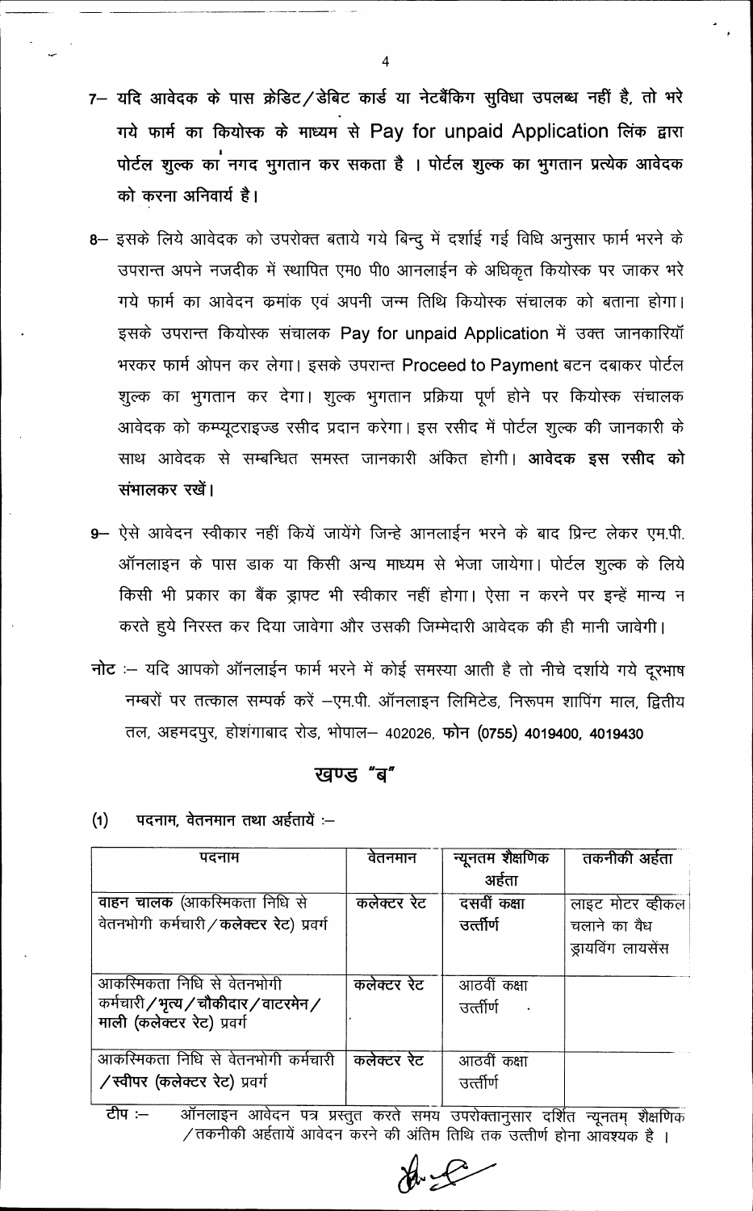**7– यदि आवेदक के पास क्रेडिट/डेबिट कार्ड या नेटबैंकिग सुविधा उपलब्ध नहीं है, तो भरे गये फार्म का कियोस्क के माध्यम से Pay for unpaid Application लिंक द्वारा पोर्टल शुल्क का नगद भुगतान कर सकता है । पोर्टल शुल्क का भुगतान प्रत्येक आवेदक को करना अनिवार्य है।**

8– इसके लिये आवेदक को उपरोक्त बताये गये बिन्दु में दर्शाई गई विधि अनुसार फार्म भरने के उपरान्त अपने नजदीक में स्थापित एम0 पी0 आनलाईन के अधिकृत कियोस्क पर जाकर भरे गये फार्म का आवेदन क्रमांक एवं अपनी जन्म तिथि कियोस्क संचालक को बताना होगा। इसके उपरान्त कियोस्क संचालक Pay for unpaid Application में उक्त जानकारियॉ भरकर फार्म ओपन कर लेगा। इसके उपरान्त Proceed to Payment बटन दबाकर पोर्टल शुल्क का भुगतान कर देगा। शुल्क भुगतान प्रक्रिया पूर्ण होने पर कियोस्क संचालक आवेदक को कम्प्यूटराइज्ड रसीद प्रदान करेगा। इस रसीद में पोर्टल शुल्क की जानकारी के साथ आवेदक से सम्बन्धित समस्त जानकारी अंकित होगी। **आवेदक इस रसीद को संभालकर रखें।**

9– ऐसे आवेदन स्वीकार नहीं कियें जायेंगे जिन्हे आनलाईन भरने के बाद प्रिन्ट लेकर एम.पी. ऑनलाइन के पास डाक या किसी अन्य माध्यम से भेजा जायेगा। पोर्टल शुल्क के लिये किसी भी प्रकार का बैंक ड्राफ्ट भी स्वीकार नहीं होगा। ऐसा न करने पर इन्हें मान्य न करते हुये निरस्त कर दिया जावेगा और उसकी जिम्मेदारी आवेदक की ही मानी जावेगी।

**नोट** :– यदि आपको ऑनलाईन फार्म भरने में कोई समस्या आती है तो नीचे दर्शाये गये दूरभाष नम्बरों पर तत्काल सम्पर्क करें –एम.पी. ऑनलाइन लिमिटेड, निरूपम शापिंग माल, द्वितीय तल, अहमदपुर, होशंगाबाद रोड, भोपाल– 402026, **फोन (0755) 4019400, 4019430**

## खण्ड "ब"

**(1) पदनाम, वेतनमान तथा अर्हतायें :–**

| पदनाम | वेतनमान | न्यूनतम शैक्षणिक अर्हता | तकनीकी अर्हता |
|---|---|---|---|
| **वाहन चालक** (आकस्मिकता निधि से वेतनभोगी कर्मचारी/**कलेक्टर रेट**) प्रवर्ग | कलेक्टर रेट | दसवीं कक्षा उत्तीर्ण | लाइट मोटर व्हीकल चलाने का वैध ड्रायविंग लायसेंस |
| आकस्मिकता निधि से वेतनभोगी कर्मचारी/**भृत्य/चौकीदार/वाटरमेन/माली (कलेक्टर रेट) प्रवर्ग** | कलेक्टर रेट | आठवीं कक्षा उत्तीर्ण | |
| आकस्मिकता निधि से वेतनभोगी कर्मचारी /**स्वीपर (कलेक्टर रेट) प्रवर्ग** | कलेक्टर रेट | आठवीं कक्षा उत्तीर्ण | |

**टीप** :– ऑनलाइन आवेदन पत्र प्रस्तुत करते समय उपरोक्तानुसार दर्शित न्यूनतम् शैक्षणिक/तकनीकी अर्हतायें आवेदन करने की अंतिम तिथि तक उत्तीर्ण होना आवश्यक है ।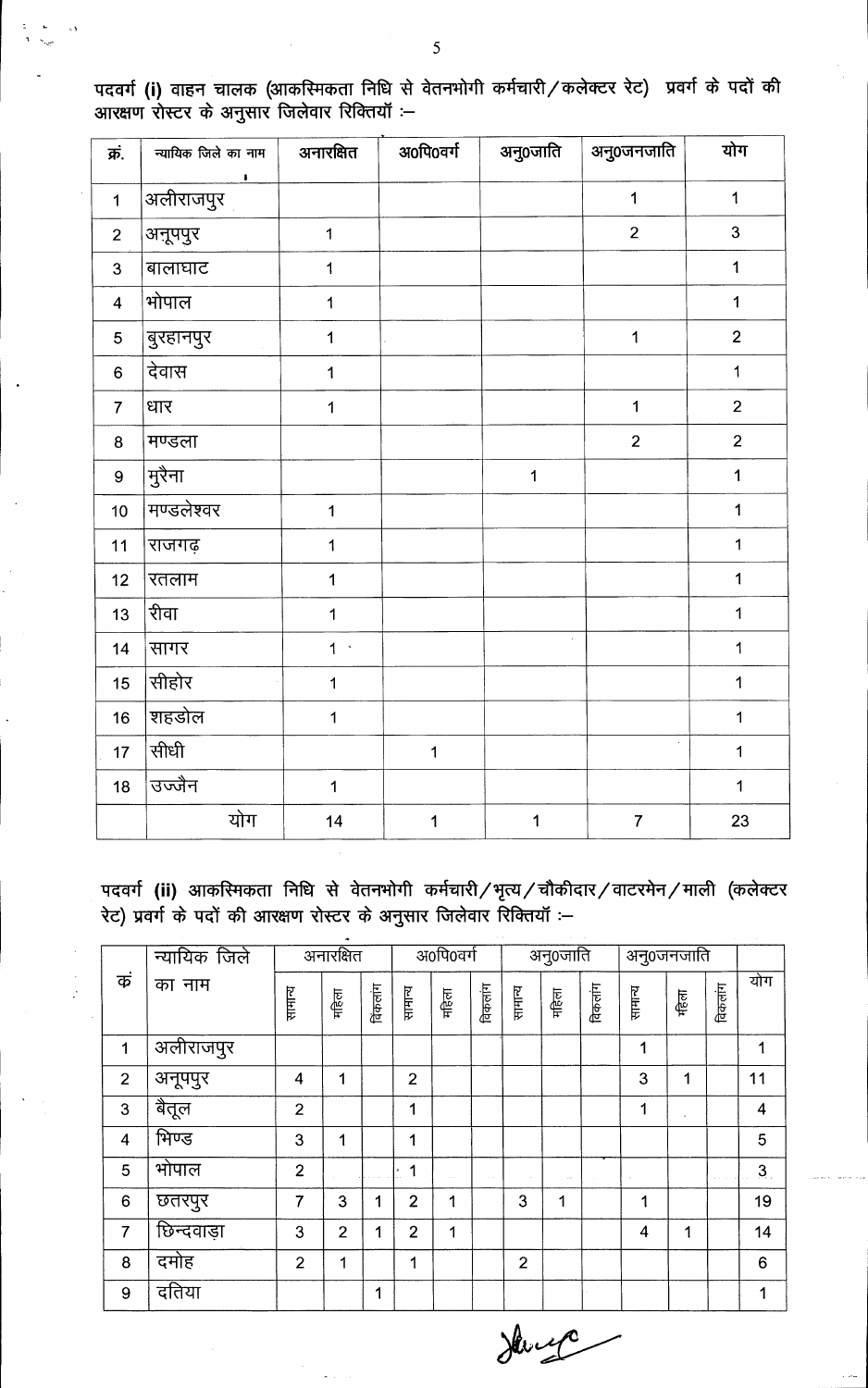पदवर्ग **(i)** वाहन चालक (आकस्मिकता निधि से वेतनभोगी कर्मचारी/कलेक्टर रेट) प्रवर्ग के पदों की आरक्षण रोस्टर के अनुसार जिलेवार रिक्तियॉं :–

| क्रं. | न्यायिक जिले का नाम | अनारक्षित | अ0पि0वर्ग | अनु0जाति | अनु0जनजाति | योग |
|---|---|---|---|---|---|---|
| 1 | अलीराजपुर | | | | 1 | 1 |
| 2 | अनूपपुर | 1 | | | 2 | 3 |
| 3 | बालाघाट | 1 | | | | 1 |
| 4 | भोपाल | 1 | | | | 1 |
| 5 | बुरहानपुर | 1 | | | 1 | 2 |
| 6 | देवास | 1 | | | | 1 |
| 7 | धार | 1 | | | 1 | 2 |
| 8 | मण्डला | | | | 2 | 2 |
| 9 | मुरैना | | | 1 | | 1 |
| 10 | मण्डलेश्वर | 1 | | | | 1 |
| 11 | राजगढ़ | 1 | | | | 1 |
| 12 | रतलाम | 1 | | | | 1 |
| 13 | रीवा | 1 | | | | 1 |
| 14 | सागर | 1 | | | | 1 |
| 15 | सीहोर | 1 | | | | 1 |
| 16 | शहडोल | 1 | | | | 1 |
| 17 | सीधी | | 1 | | | 1 |
| 18 | उज्जैन | 1 | | | | 1 |
| | योग | 14 | 1 | 1 | 7 | 23 |

पदवर्ग **(ii)** आकस्मिकता निधि से वेतनभोगी कर्मचारी/भृत्य/चौकीदार/वाटरमेन/माली (कलेक्टर रेट) प्रवर्ग के पदों की आरक्षण रोस्टर के अनुसार जिलेवार रिक्तियॉं :–

| क्रं | न्यायिक जिले का नाम | अनारक्षित | | | अ0पि0वर्ग | | | अनु0जाति | | | अनु0जनजाति | | | योग |
|---|---|---|---|---|---|---|---|---|---|---|---|---|---|---|
| | | सामान्य | महिला | विकलांग | सामान्य | महिला | विकलांग | सामान्य | महिला | विकलांग | सामान्य | महिला | विकलांग | |
| 1 | अलीराजपुर | | | | | | | | | | 1 | | | 1 |
| 2 | अनूपपुर | 4 | 1 | | 2 | | | | | | 3 | 1 | | 11 |
| 3 | बैतूल | 2 | | | 1 | | | | | | 1 | | | 4 |
| 4 | भिण्ड | 3 | 1 | | 1 | | | | | | | | | 5 |
| 5 | भोपाल | 2 | | | 1 | | | | | | | | | 3 |
| 6 | छतरपुर | 7 | 3 | 1 | 2 | 1 | | 3 | 1 | | 1 | | | 19 |
| 7 | छिन्दवाड़ा | 3 | 2 | 1 | 2 | 1 | | | | | 4 | 1 | | 14 |
| 8 | दमोह | 2 | 1 | | 1 | | | 2 | | | | | | 6 |
| 9 | दतिया | | | 1 | | | | | | | | | | 1 |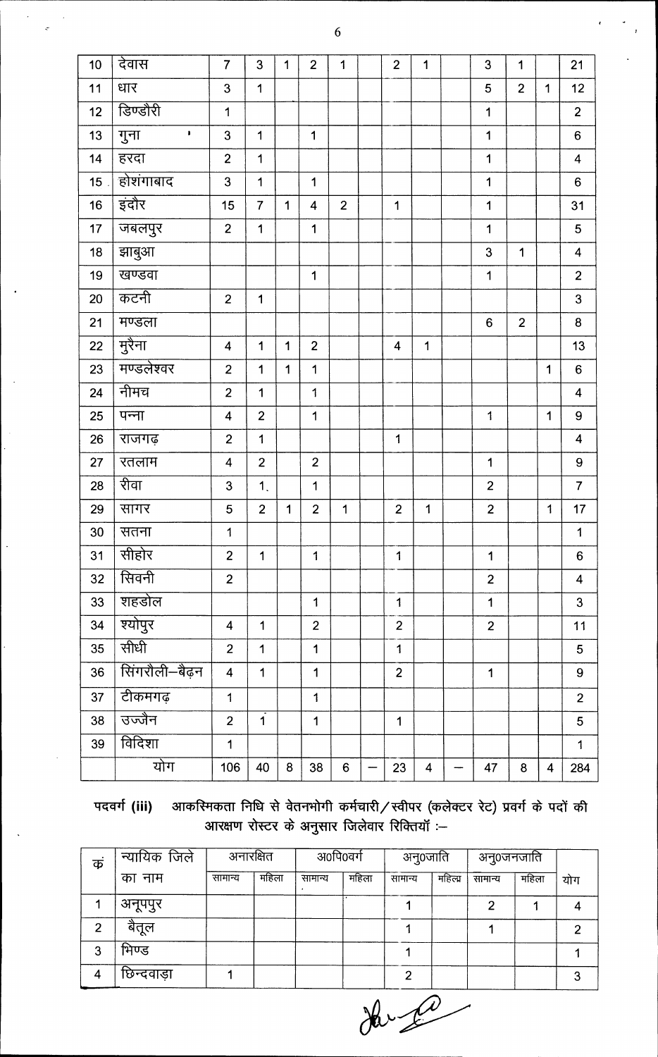| | | | | | | | | | | | | | | |
|---|---|---|---|---|---|---|---|---|---|---|---|---|---|---|
| 10 | देवास | 7 | 3 | 1 | 2 | 1 | | 2 | 1 | | 3 | 1 | | 21 |
| 11 | धार | 3 | 1 | | | | | | | | 5 | 2 | 1 | 12 |
| 12 | डिण्डौरी | 1 | | | | | | | | | 1 | | | 2 |
| 13 | गुना | 3 | 1 | | 1 | | | | | | 1 | | | 6 |
| 14 | हरदा | 2 | 1 | | | | | | | | 1 | | | 4 |
| 15 | होशंगाबाद | 3 | 1 | | 1 | | | | | | 1 | | | 6 |
| 16 | इंदौर | 15 | 7 | 1 | 4 | 2 | | 1 | | | 1 | | | 31 |
| 17 | जबलपुर | 2 | 1 | | 1 | | | | | | 1 | | | 5 |
| 18 | झाबुआ | | | | | | | | | | 3 | 1 | | 4 |
| 19 | खण्डवा | | | | 1 | | | | | | 1 | | | 2 |
| 20 | कटनी | 2 | 1 | | | | | | | | | | | 3 |
| 21 | मण्डला | | | | | | | | | | 6 | 2 | | 8 |
| 22 | मुरैना | 4 | 1 | 1 | 2 | | | 4 | 1 | | | | | 13 |
| 23 | मण्डलेश्वर | 2 | 1 | 1 | 1 | | | | | | | | 1 | 6 |
| 24 | नीमच | 2 | 1 | | 1 | | | | | | | | | 4 |
| 25 | पन्ना | 4 | 2 | | 1 | | | | | | 1 | | 1 | 9 |
| 26 | राजगढ़ | 2 | 1 | | | | | 1 | | | | | | 4 |
| 27 | रतलाम | 4 | 2 | | 2 | | | | | | 1 | | | 9 |
| 28 | रीवा | 3 | 1 | | 1 | | | | | | 2 | | | 7 |
| 29 | सागर | 5 | 2 | 1 | 2 | 1 | | 2 | 1 | | 2 | | 1 | 17 |
| 30 | सतना | 1 | | | | | | | | | | | | 1 |
| 31 | सीहोर | 2 | 1 | | 1 | | | 1 | | | 1 | | | 6 |
| 32 | सिवनी | 2 | | | | | | | | | 2 | | | 4 |
| 33 | शहडोल | | | | 1 | | | 1 | | | 1 | | | 3 |
| 34 | श्योपुर | 4 | 1 | | 2 | | | 2 | | | 2 | | | 11 |
| 35 | सीधी | 2 | 1 | | 1 | | | 1 | | | | | | 5 |
| 36 | सिंगरौली–बैढ़न | 4 | 1 | | 1 | | | 2 | | | 1 | | | 9 |
| 37 | टीकमगढ़ | 1 | | | 1 | | | | | | | | | 2 |
| 38 | उज्जैन | 2 | 1 | | 1 | | | 1 | | | | | | 5 |
| 39 | विदिशा | 1 | | | | | | | | | | | | 1 |
| | योग | 106 | 40 | 8 | 38 | 6 | — | 23 | 4 | — | 47 | 8 | 4 | 284 |

**पदवर्ग (iii)** आकस्मिकता निधि से वेतनभोगी कर्मचारी/स्वीपर (कलेक्टर रेट) प्रवर्ग के पदों की आरक्षण रोस्टर के अनुसार जिलेवार रिक्तियाँ :–

| कं | न्यायिक जिले का नाम | अनारक्षित | | अ०पि०वर्ग | | अनु०जाति | | अनु०जनजाति | | योग |
|---|---|---|---|---|---|---|---|---|---|---|
| | | सामान्य | महिला | सामान्य | महिला | सामान्य | महिला | सामान्य | महिला | |
| 1 | अनूपपुर | | | | | 1 | | 2 | 1 | 4 |
| 2 | बैतूल | | | | | 1 | | 1 | | 2 |
| 3 | भिण्ड | | | | | 1 | | | | 1 |
| 4 | छिन्दवाड़ा | 1 | | | | 2 | | | | 3 |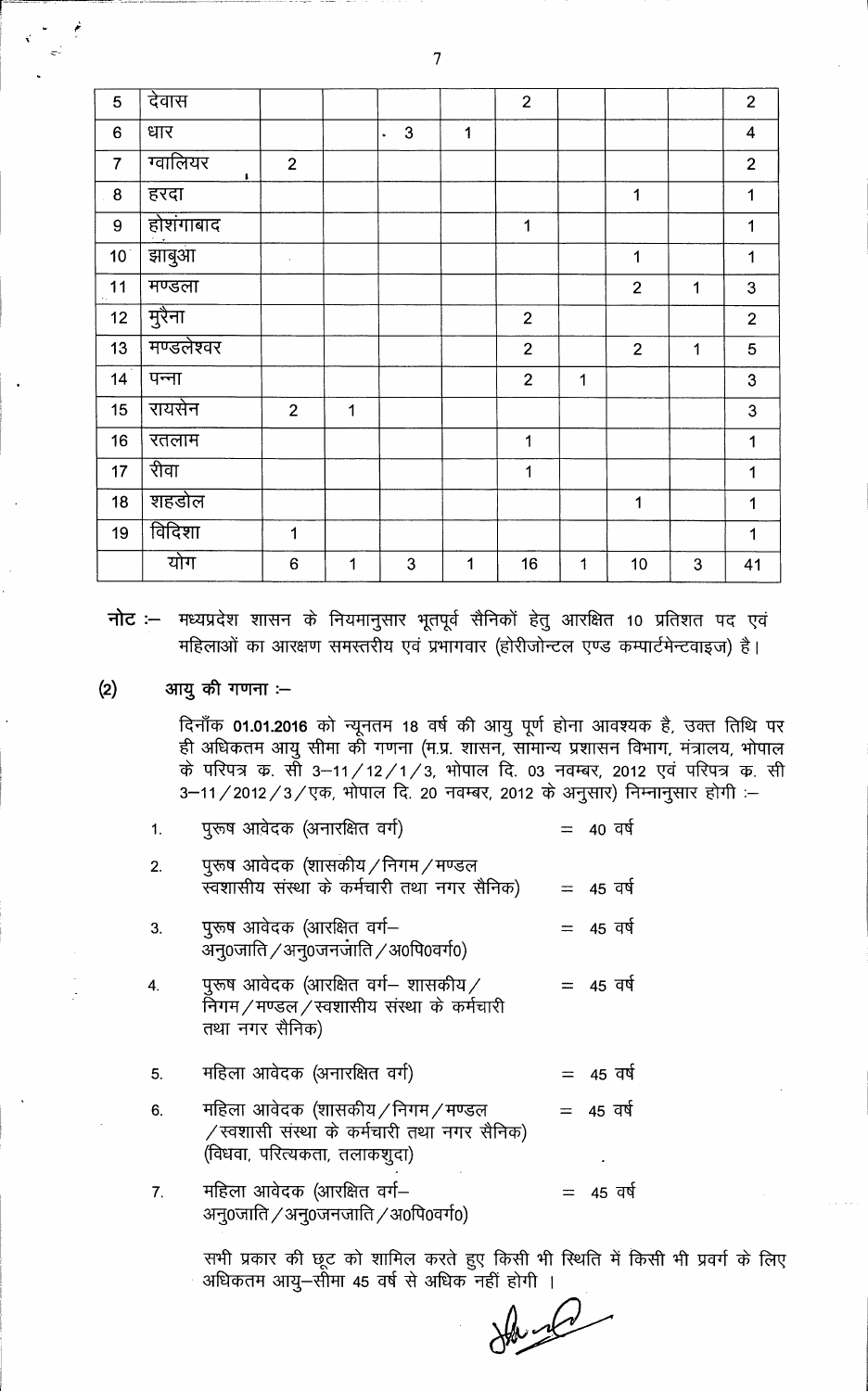| | | | | | | | | | | |
|---|---|---|---|---|---|---|---|---|---|---|
| 5 | देवास | | | | | 2 | | | | 2 |
| 6 | धार | | | 3 | 1 | | | | | 4 |
| 7 | ग्वालियर | 2 | | | | | | | | 2 |
| 8 | हरदा | | | | | | | 1 | | 1 |
| 9 | होशंगाबाद | | | | | 1 | | | | 1 |
| 10 | झाबुआ | | | | | | | 1 | | 1 |
| 11 | मण्डला | | | | | | | 2 | 1 | 3 |
| 12 | मुरैना | | | | | 2 | | | | 2 |
| 13 | मण्डलेश्वर | | | | | 2 | | 2 | 1 | 5 |
| 14 | पन्ना | | | | | 2 | 1 | | | 3 |
| 15 | रायसेन | 2 | 1 | | | | | | | 3 |
| 16 | रतलाम | | | | | 1 | | | | 1 |
| 17 | रीवा | | | | | 1 | | | | 1 |
| 18 | शहडोल | | | | | | | 1 | | 1 |
| 19 | विदिशा | 1 | | | | | | | | 1 |
| | योग | 6 | 1 | 3 | 1 | 16 | 1 | 10 | 3 | 41 |

**नोट :–** मध्यप्रदेश शासन के नियमानुसार भूतपूर्व सैनिकों हेतु आरक्षित 10 प्रतिशत पद एवं महिलाओं का आरक्षण समस्तरीय एवं प्रभागवार (होरीजोन्टल एण्ड कम्पार्टमेन्टवाइज) है।

**(2) आयु की गणना :–**

दिनाँक **01.01.2016** को न्यूनतम 18 वर्ष की आयु पूर्ण होना आवश्यक है, उक्त तिथि पर ही अधिकतम आयु सीमा की गणना (म.प्र. शासन, सामान्य प्रशासन विभाग, मंत्रालय, भोपाल के परिपत्र क्र. सी 3–11/12/1/3, भोपाल दि. 03 नवम्बर, 2012 एवं परिपत्र क्र. सी 3–11/2012/3/एक, भोपाल दि. 20 नवम्बर, 2012 के अनुसार) निम्नानुसार होगी :–

1. पुरूष आवेदक (अनारक्षित वर्ग) = 40 वर्ष
2. पुरूष आवेदक (शासकीय/निगम/मण्डल स्वशासीय संस्था के कर्मचारी तथा नगर सैनिक) = 45 वर्ष
3. पुरूष आवेदक (आरक्षित वर्ग– अनु0जाति/अनु0जनजाति/अ0पि0वर्ग0) = 45 वर्ष
4. पुरूष आवेदक (आरक्षित वर्ग– शासकीय/निगम/मण्डल/स्वशासीय संस्था के कर्मचारी तथा नगर सैनिक) = 45 वर्ष
5. महिला आवेदक (अनारक्षित वर्ग) = 45 वर्ष
6. महिला आवेदक (शासकीय/निगम/मण्डल/स्वशासी संस्था के कर्मचारी तथा नगर सैनिक) (विधवा, परित्यकता, तलाकशुदा) = 45 वर्ष
7. महिला आवेदक (आरक्षित वर्ग– अनु0जाति/अनु0जनजाति/अ0पि0वर्ग0) = 45 वर्ष

सभी प्रकार की छूट को शामिल करते हुए किसी भी स्थिति में किसी भी प्रवर्ग के लिए अधिकतम आयु–सीमा 45 वर्ष से अधिक नहीं होगी ।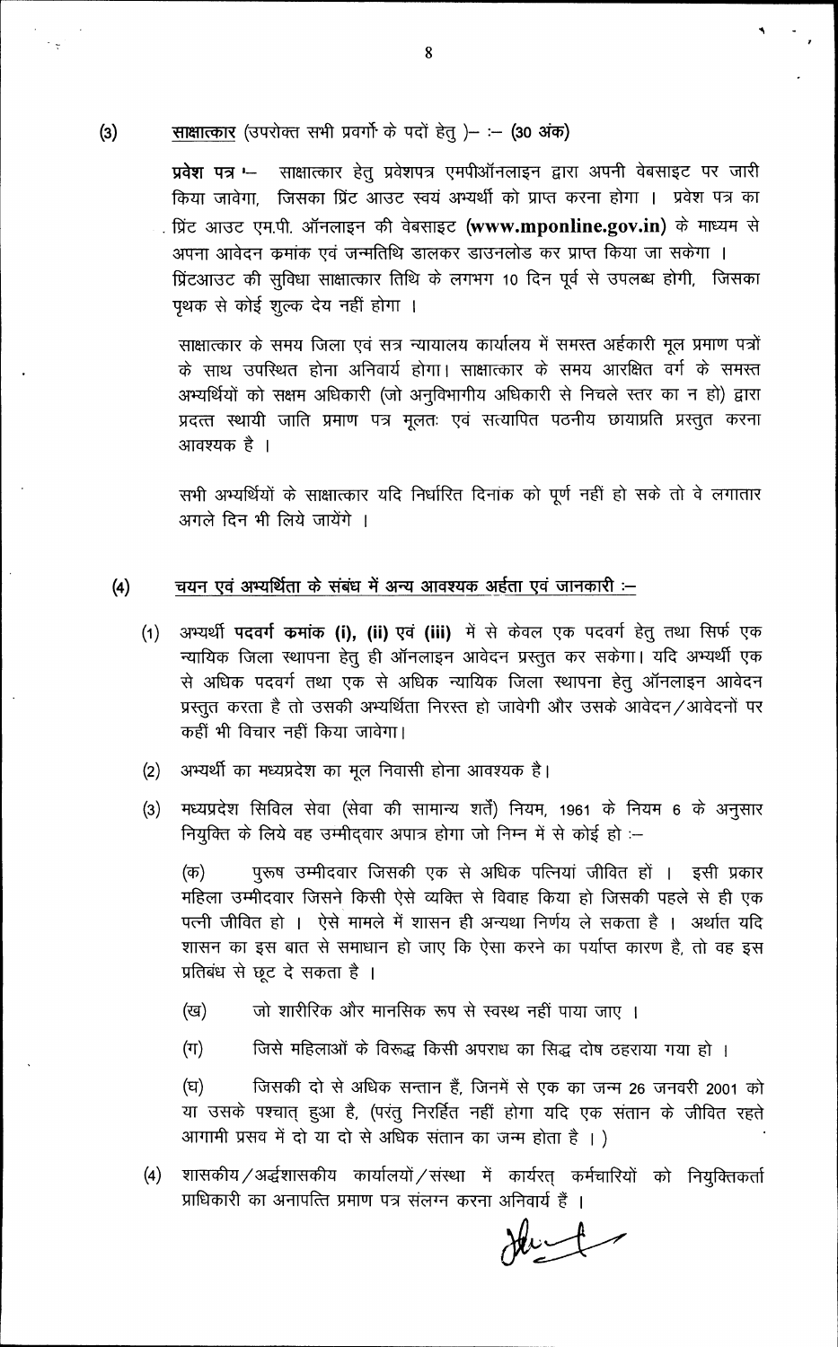(3) **साक्षात्कार** (उपरोक्त सभी प्रवर्गो के पदों हेतु )– :– **(30 अंक)**

**प्रवेश पत्र** :– साक्षात्कार हेतु प्रवेशपत्र एमपीऑनलाइन द्वारा अपनी वेबसाइट पर जारी किया जावेगा, जिसका प्रिंट आउट स्वयं अभ्यर्थी को प्राप्त करना होगा । प्रवेश पत्र का प्रिंट आउट एम.पी. ऑनलाइन की वेबसाइट **(www.mponline.gov.in)** के माध्यम से अपना आवेदन कमांक एवं जन्मतिथि डालकर डाउनलोड कर प्राप्त किया जा सकेगा । प्रिंटआउट की सुविधा साक्षात्कार तिथि के लगभग 10 दिन पूर्व से उपलब्ध होगी, जिसका पृथक से कोई शुल्क देय नहीं होगा ।

साक्षात्कार के समय जिला एवं सत्र न्यायालय कार्यालय में समस्त अर्हकारी मूल प्रमाण पत्रों के साथ उपस्थित होना अनिवार्य होगा। साक्षात्कार के समय आरक्षित वर्ग के समस्त अभ्यर्थियों को सक्षम अधिकारी (जो अनुविभागीय अधिकारी से निचले स्तर का न हो) द्वारा प्रदत्त स्थायी जाति प्रमाण पत्र मूलतः एवं सत्यापित पठनीय छायाप्रति प्रस्तुत करना आवश्यक है ।

सभी अभ्यर्थियों के साक्षात्कार यदि निर्धारित दिनांक को पूर्ण नहीं हो सके तो वे लगातार अगले दिन भी लिये जायेंगे ।

(4) **चयन एवं अभ्यर्थिता के संबंध में अन्य आवश्यक अर्हता एवं जानकारी :–**

(1) अभ्यर्थी **पदवर्ग कमांक (i), (ii) एवं (iii)** में से केवल एक पदवर्ग हेतु तथा सिर्फ एक न्यायिक जिला स्थापना हेतु ही ऑनलाइन आवेदन प्रस्तुत कर सकेगा। यदि अभ्यर्थी एक से अधिक पदवर्ग तथा एक से अधिक न्यायिक जिला स्थापना हेतु ऑनलाइन आवेदन प्रस्तुत करता है तो उसकी अभ्यर्थिता निरस्त हो जावेगी और उसके आवेदन/आवेदनों पर कहीं भी विचार नहीं किया जावेगा।

(2) अभ्यर्थी का मध्यप्रदेश का मूल निवासी होना आवश्यक है।

(3) मध्यप्रदेश सिविल सेवा (सेवा की सामान्य शर्तें) नियम, 1961 के नियम 6 के अनुसार नियुक्ति के लिये वह उम्मीदवार अपात्र होगा जो निम्न में से कोई हो :–

(क) पुरूष उम्मीदवार जिसकी एक से अधिक पत्नियां जीवित हों । इसी प्रकार महिला उम्मीदवार जिसने किसी ऐसे व्यक्ति से विवाह किया हो जिसकी पहले से ही एक पत्नी जीवित हो । ऐसे मामले में शासन ही अन्यथा निर्णय ले सकता है । अर्थात यदि शासन का इस बात से समाधान हो जाए कि ऐसा करने का पर्याप्त कारण है, तो वह इस प्रतिबंध से छूट दे सकता है ।

(ख) जो शारीरिक और मानसिक रूप से स्वस्थ नहीं पाया जाए ।

(ग) जिसे महिलाओं के विरूद्ध किसी अपराध का सिद्ध दोष ठहराया गया हो ।

(घ) जिसकी दो से अधिक सन्तान हैं, जिनमें से एक का जन्म 26 जनवरी 2001 को या उसके पश्चात् हुआ है, (परंतु निरर्हित नहीं होगा यदि एक संतान के जीवित रहते आगामी प्रसव में दो या दो से अधिक संतान का जन्म होता है । )

(4) शासकीय/अर्द्धशासकीय कार्यालयों/संस्था में कार्यरत् कर्मचारियों को नियुक्तिकर्ता प्राधिकारी का अनापत्ति प्रमाण पत्र संलग्न करना अनिवार्य हैं ।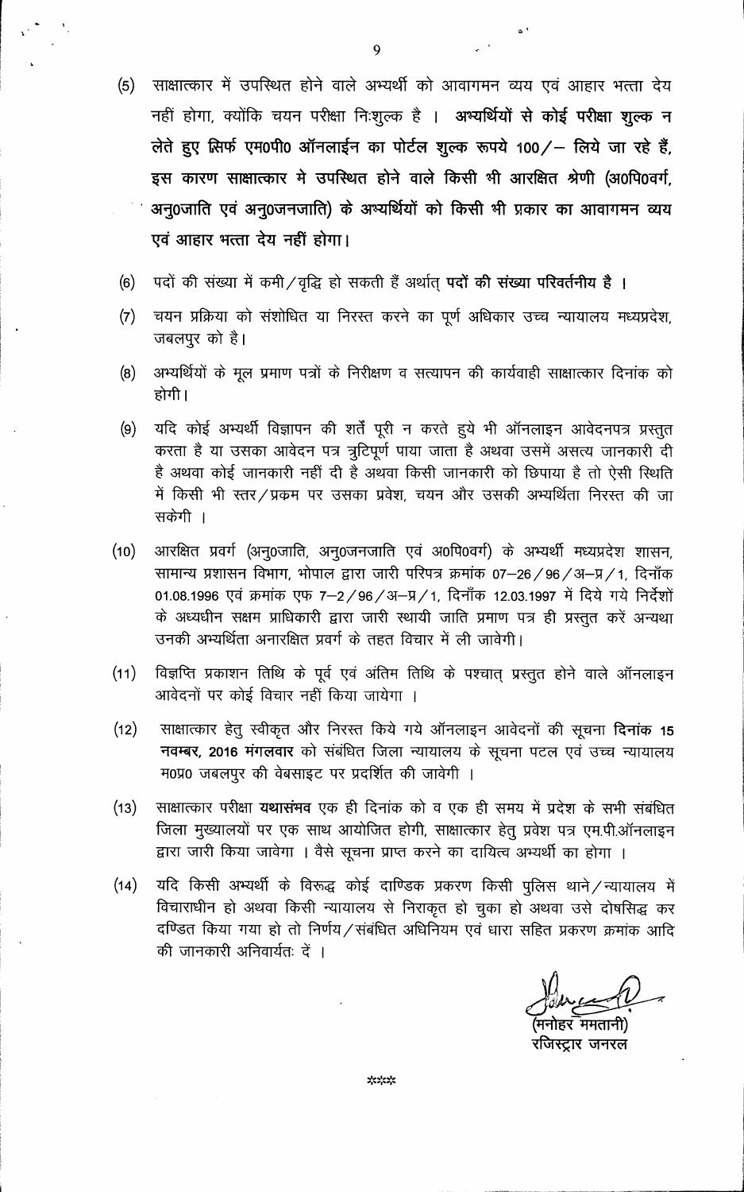(5) साक्षात्कार में उपस्थित होने वाले अभ्यर्थी को आवागमन व्यय एवं आहार भत्ता देय नहीं होगा, क्योंकि चयन परीक्षा निःशुल्क है । **अभ्यर्थियों से कोई परीक्षा शुल्क न लेते हुए सिर्फ एम0पी0 ऑनलाईन का पोर्टल शुल्क रूपये 100/– लिये जा रहे हैं, इस कारण साक्षात्कार मे उपस्थित होने वाले किसी भी आरक्षित श्रेणी (अ0पि0वर्ग, अनु0जाति एवं अनु0जनजाति) के अभ्यर्थियों को किसी भी प्रकार का आवागमन व्यय एवं आहार भत्ता देय नहीं होगा।**

(6) पदों की संख्या में कमी/वृद्धि हो सकती हैं अर्थात् **पदों की संख्या परिवर्तनीय है** ।

(7) चयन प्रक्रिया को संशोधित या निरस्त करने का पूर्ण अधिकार उच्च न्यायालय मध्यप्रदेश, जबलपुर को है।

(8) अभ्यर्थियों के मूल प्रमाण पत्रों के निरीक्षण व सत्यापन की कार्यवाही साक्षात्कार दिनांक को होगी।

(9) यदि कोई अभ्यर्थी विज्ञापन की शर्तें पूरी न करते हुये भी ऑनलाइन आवेदनपत्र प्रस्तुत करता है या उसका आवेदन पत्र त्रुटिपूर्ण पाया जाता है अथवा उसमें असत्य जानकारी दी है अथवा कोई जानकारी नहीं दी है अथवा किसी जानकारी को छिपाया है तो ऐसी स्थिति में किसी भी स्तर/प्रक्रम पर उसका प्रवेश, चयन और उसकी अभ्यर्थिता निरस्त की जा सकेगी ।

(10) आरक्षित प्रवर्ग (अनु0जाति, अनु0जनजाति एवं अ0पि0वर्ग) के अभ्यर्थी मध्यप्रदेश शासन, सामान्य प्रशासन विभाग, भोपाल द्वारा जारी परिपत्र क्रमांक 07–26/96/अ–प्र/1, दिनाँक 01.08.1996 एवं क्रमांक एफ 7–2/96/अ–प्र/1, दिनाँक 12.03.1997 में दिये गये निर्देशों के अध्यधीन सक्षम प्राधिकारी द्वारा जारी स्थायी जाति प्रमाण पत्र ही प्रस्तुत करें अन्यथा उनकी अभ्यर्थिता अनारक्षित प्रवर्ग के तहत विचार में ली जावेगी।

(11) विज्ञप्ति प्रकाशन तिथि के पूर्व एवं अंतिम तिथि के पश्चात् प्रस्तुत होने वाले ऑनलाइन आवेदनों पर कोई विचार नहीं किया जायेगा ।

(12) साक्षात्कार हेतु स्वीकृत और निरस्त किये गये ऑनलाइन आवेदनों की सूचना **दिनांक 15 नवम्बर, 2016 मंगलवार** को संबंधित जिला न्यायालय के सूचना पटल एवं उच्च न्यायालय म0प्र0 जबलपुर की वेबसाइट पर प्रदर्शित की जावेगी ।

(13) साक्षात्कार परीक्षा **यथासंभव** एक ही दिनांक को व एक ही समय में प्रदेश के सभी संबंधित जिला मुख्यालयों पर एक साथ आयोजित होगी, साक्षात्कार हेतु प्रवेश पत्र एम.पी.ऑनलाइन द्वारा जारी किया जावेगा । वैसे सूचना प्राप्त करने का दायित्व अभ्यर्थी का होगा ।

(14) यदि किसी अभ्यर्थी के विरूद्ध कोई दाण्डिक प्रकरण किसी पुलिस थाने/न्यायालय में विचाराधीन हो अथवा किसी न्यायालय से निराकृत हो चुका हो अथवा उसे दोषसिद्ध कर दण्डित किया गया हो तो निर्णय/संबंधित अधिनियम एवं धारा सहित प्रकरण क्रमांक आदि की जानकारी अनिवार्यतः दें ।

(मनोहर ममतानी)
रजिस्ट्रार जनरल

\*\*\*